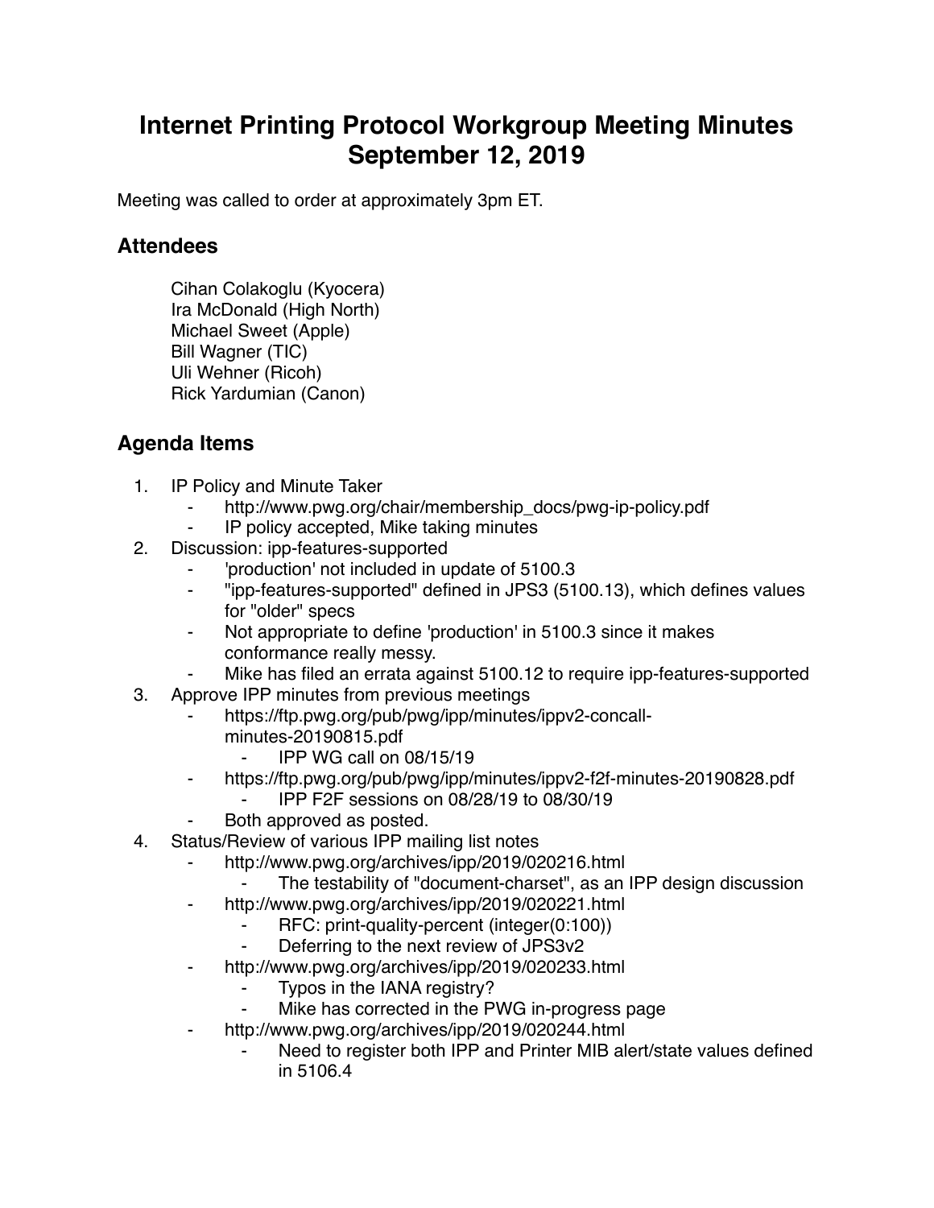# Internet Printing Protocol Workgroup Meeting Minutes
# September 12, 2019

Meeting was called to order at approximately 3pm ET.

## Attendees

Cihan Colakoglu (Kyocera)
Ira McDonald (High North)
Michael Sweet (Apple)
Bill Wagner (TIC)
Uli Wehner (Ricoh)
Rick Yardumian (Canon)

## Agenda Items

1. IP Policy and Minute Taker
    - http://www.pwg.org/chair/membership_docs/pwg-ip-policy.pdf
    - IP policy accepted, Mike taking minutes
2. Discussion: ipp-features-supported
    - 'production' not included in update of 5100.3
    - "ipp-features-supported" defined in JPS3 (5100.13), which defines values for "older" specs
    - Not appropriate to define 'production' in 5100.3 since it makes conformance really messy.
    - Mike has filed an errata against 5100.12 to require ipp-features-supported
3. Approve IPP minutes from previous meetings
    - https://ftp.pwg.org/pub/pwg/ipp/minutes/ippv2-concall-minutes-20190815.pdf
        - IPP WG call on 08/15/19
    - https://ftp.pwg.org/pub/pwg/ipp/minutes/ippv2-f2f-minutes-20190828.pdf
        - IPP F2F sessions on 08/28/19 to 08/30/19
    - Both approved as posted.
4. Status/Review of various IPP mailing list notes
    - http://www.pwg.org/archives/ipp/2019/020216.html
        - The testability of "document-charset", as an IPP design discussion
    - http://www.pwg.org/archives/ipp/2019/020221.html
        - RFC: print-quality-percent (integer(0:100))
        - Deferring to the next review of JPS3v2
    - http://www.pwg.org/archives/ipp/2019/020233.html
        - Typos in the IANA registry?
        - Mike has corrected in the PWG in-progress page
    - http://www.pwg.org/archives/ipp/2019/020244.html
        - Need to register both IPP and Printer MIB alert/state values defined in 5106.4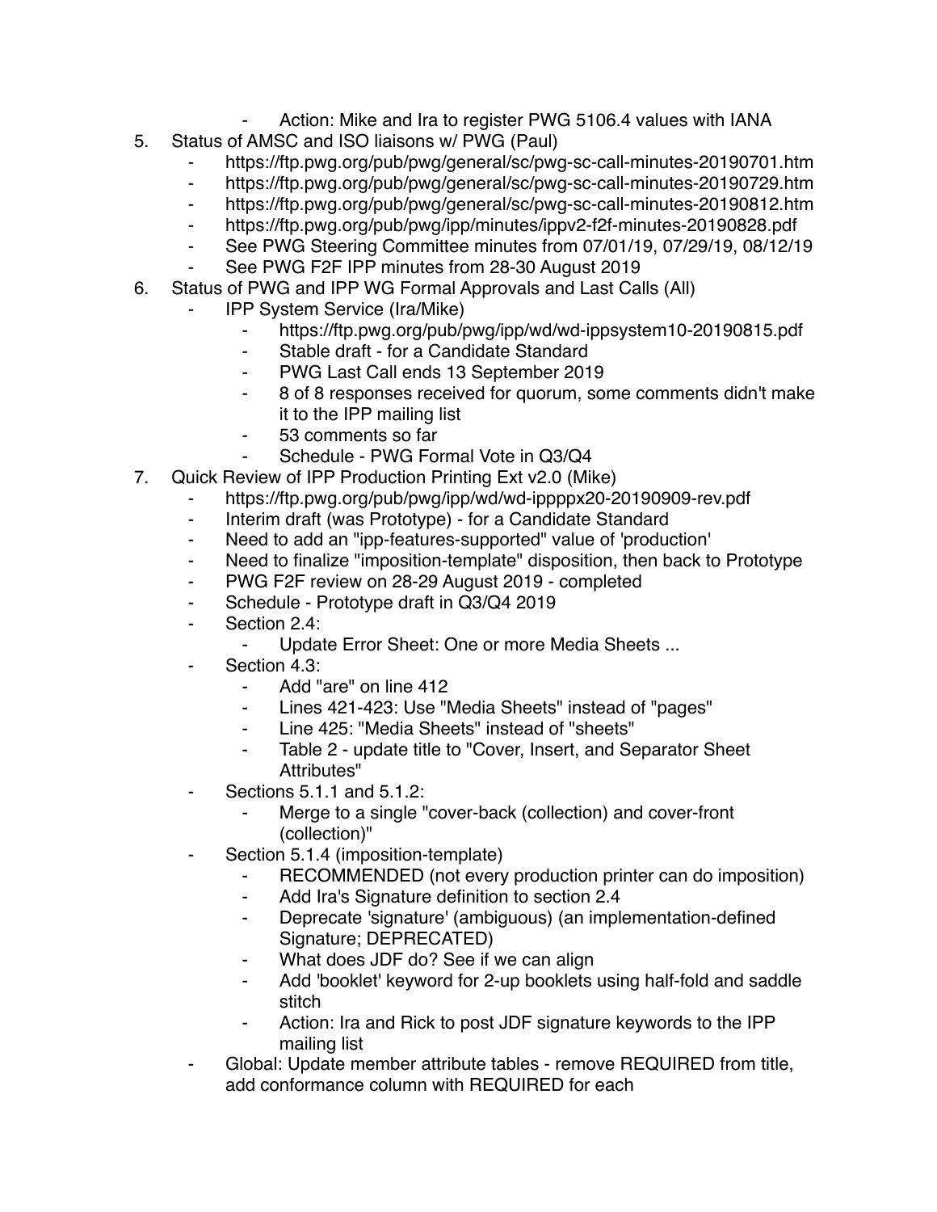- Action: Mike and Ira to register PWG 5106.4 values with IANA

5. Status of AMSC and ISO liaisons w/ PWG (Paul)
    - https://ftp.pwg.org/pub/pwg/general/sc/pwg-sc-call-minutes-20190701.htm
    - https://ftp.pwg.org/pub/pwg/general/sc/pwg-sc-call-minutes-20190729.htm
    - https://ftp.pwg.org/pub/pwg/general/sc/pwg-sc-call-minutes-20190812.htm
    - https://ftp.pwg.org/pub/pwg/ipp/minutes/ippv2-f2f-minutes-20190828.pdf
    - See PWG Steering Committee minutes from 07/01/19, 07/29/19, 08/12/19
    - See PWG F2F IPP minutes from 28-30 August 2019
6. Status of PWG and IPP WG Formal Approvals and Last Calls (All)
    - IPP System Service (Ira/Mike)
        - https://ftp.pwg.org/pub/pwg/ipp/wd/wd-ippsystem10-20190815.pdf
        - Stable draft - for a Candidate Standard
        - PWG Last Call ends 13 September 2019
        - 8 of 8 responses received for quorum, some comments didn't make it to the IPP mailing list
        - 53 comments so far
        - Schedule - PWG Formal Vote in Q3/Q4
7. Quick Review of IPP Production Printing Ext v2.0 (Mike)
    - https://ftp.pwg.org/pub/pwg/ipp/wd/wd-ippppx20-20190909-rev.pdf
    - Interim draft (was Prototype) - for a Candidate Standard
    - Need to add an "ipp-features-supported" value of 'production'
    - Need to finalize "imposition-template" disposition, then back to Prototype
    - PWG F2F review on 28-29 August 2019 - completed
    - Schedule - Prototype draft in Q3/Q4 2019
    - Section 2.4:
        - Update Error Sheet: One or more Media Sheets ...
    - Section 4.3:
        - Add "are" on line 412
        - Lines 421-423: Use "Media Sheets" instead of "pages"
        - Line 425: "Media Sheets" instead of "sheets"
        - Table 2 - update title to "Cover, Insert, and Separator Sheet Attributes"
    - Sections 5.1.1 and 5.1.2:
        - Merge to a single "cover-back (collection) and cover-front (collection)"
    - Section 5.1.4 (imposition-template)
        - RECOMMENDED (not every production printer can do imposition)
        - Add Ira's Signature definition to section 2.4
        - Deprecate 'signature' (ambiguous) (an implementation-defined Signature; DEPRECATED)
        - What does JDF do? See if we can align
        - Add 'booklet' keyword for 2-up booklets using half-fold and saddle stitch
        - Action: Ira and Rick to post JDF signature keywords to the IPP mailing list
    - Global: Update member attribute tables - remove REQUIRED from title, add conformance column with REQUIRED for each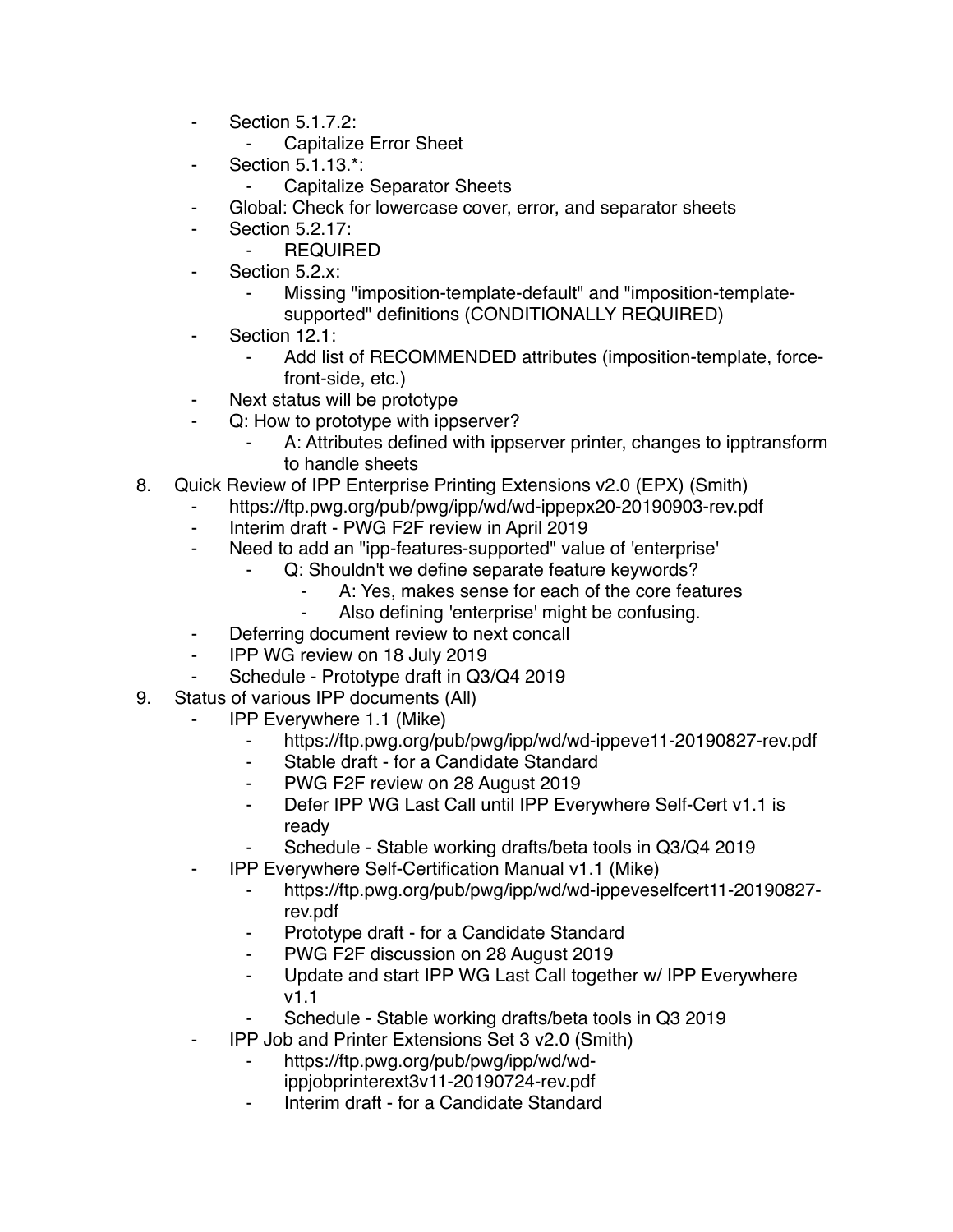- Section 5.1.7.2:
    - Capitalize Error Sheet
- Section 5.1.13.*:
    - Capitalize Separator Sheets
- Global: Check for lowercase cover, error, and separator sheets
- Section 5.2.17:
    - REQUIRED
- Section 5.2.x:
    - Missing "imposition-template-default" and "imposition-template-supported" definitions (CONDITIONALLY REQUIRED)
- Section 12.1:
    - Add list of RECOMMENDED attributes (imposition-template, force-front-side, etc.)
- Next status will be prototype
- Q: How to prototype with ippserver?
    - A: Attributes defined with ippserver printer, changes to ipptransform to handle sheets

8. Quick Review of IPP Enterprise Printing Extensions v2.0 (EPX) (Smith)
    - https://ftp.pwg.org/pub/pwg/ipp/wd/wd-ippepx20-20190903-rev.pdf
    - Interim draft - PWG F2F review in April 2019
    - Need to add an "ipp-features-supported" value of 'enterprise'
        - Q: Shouldn't we define separate feature keywords?
            - A: Yes, makes sense for each of the core features
            - Also defining 'enterprise' might be confusing.
    - Deferring document review to next concall
    - IPP WG review on 18 July 2019
    - Schedule - Prototype draft in Q3/Q4 2019
9. Status of various IPP documents (All)
    - IPP Everywhere 1.1 (Mike)
        - https://ftp.pwg.org/pub/pwg/ipp/wd/wd-ippeve11-20190827-rev.pdf
        - Stable draft - for a Candidate Standard
        - PWG F2F review on 28 August 2019
        - Defer IPP WG Last Call until IPP Everywhere Self-Cert v1.1 is ready
        - Schedule - Stable working drafts/beta tools in Q3/Q4 2019
    - IPP Everywhere Self-Certification Manual v1.1 (Mike)
        - https://ftp.pwg.org/pub/pwg/ipp/wd/wd-ippeveselfcert11-20190827-rev.pdf
        - Prototype draft - for a Candidate Standard
        - PWG F2F discussion on 28 August 2019
        - Update and start IPP WG Last Call together w/ IPP Everywhere v1.1
        - Schedule - Stable working drafts/beta tools in Q3 2019
    - IPP Job and Printer Extensions Set 3 v2.0 (Smith)
        - https://ftp.pwg.org/pub/pwg/ipp/wd/wd-ippjobprinterext3v11-20190724-rev.pdf
        - Interim draft - for a Candidate Standard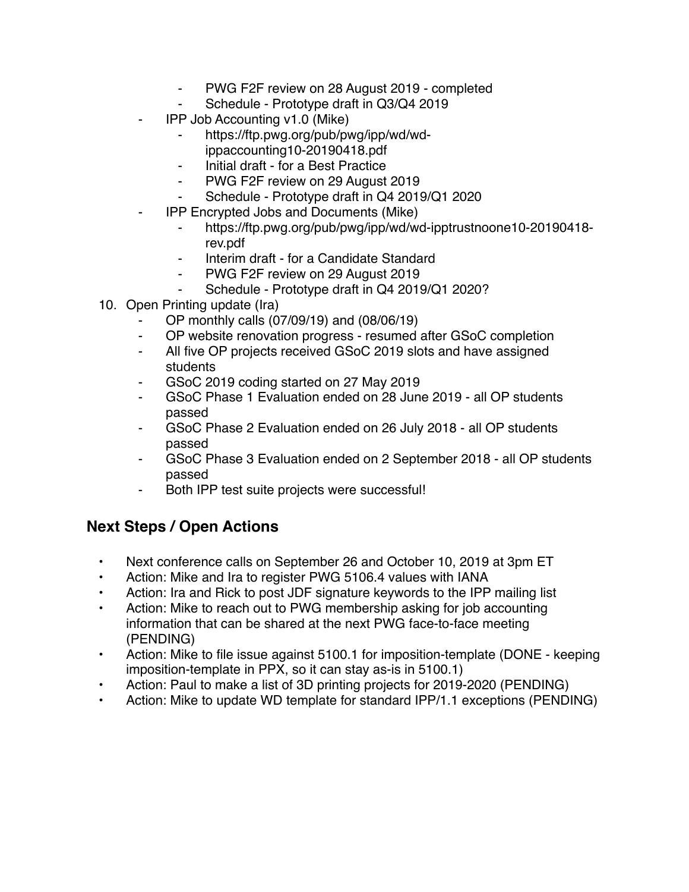- PWG F2F review on 28 August 2019 - completed
        - Schedule - Prototype draft in Q3/Q4 2019
    - IPP Job Accounting v1.0 (Mike)
        - https://ftp.pwg.org/pub/pwg/ipp/wd/wd-ippaccounting10-20190418.pdf
        - Initial draft - for a Best Practice
        - PWG F2F review on 29 August 2019
        - Schedule - Prototype draft in Q4 2019/Q1 2020
    - IPP Encrypted Jobs and Documents (Mike)
        - https://ftp.pwg.org/pub/pwg/ipp/wd/wd-ipptrustnoone10-20190418-rev.pdf
        - Interim draft - for a Candidate Standard
        - PWG F2F review on 29 August 2019
        - Schedule - Prototype draft in Q4 2019/Q1 2020?

10. Open Printing update (Ira)
    - OP monthly calls (07/09/19) and (08/06/19)
    - OP website renovation progress - resumed after GSoC completion
    - All five OP projects received GSoC 2019 slots and have assigned students
    - GSoC 2019 coding started on 27 May 2019
    - GSoC Phase 1 Evaluation ended on 28 June 2019 - all OP students passed
    - GSoC Phase 2 Evaluation ended on 26 July 2018 - all OP students passed
    - GSoC Phase 3 Evaluation ended on 2 September 2018 - all OP students passed
    - Both IPP test suite projects were successful!

## Next Steps / Open Actions

- Next conference calls on September 26 and October 10, 2019 at 3pm ET
- Action: Mike and Ira to register PWG 5106.4 values with IANA
- Action: Ira and Rick to post JDF signature keywords to the IPP mailing list
- Action: Mike to reach out to PWG membership asking for job accounting information that can be shared at the next PWG face-to-face meeting (PENDING)
- Action: Mike to file issue against 5100.1 for imposition-template (DONE - keeping imposition-template in PPX, so it can stay as-is in 5100.1)
- Action: Paul to make a list of 3D printing projects for 2019-2020 (PENDING)
- Action: Mike to update WD template for standard IPP/1.1 exceptions (PENDING)